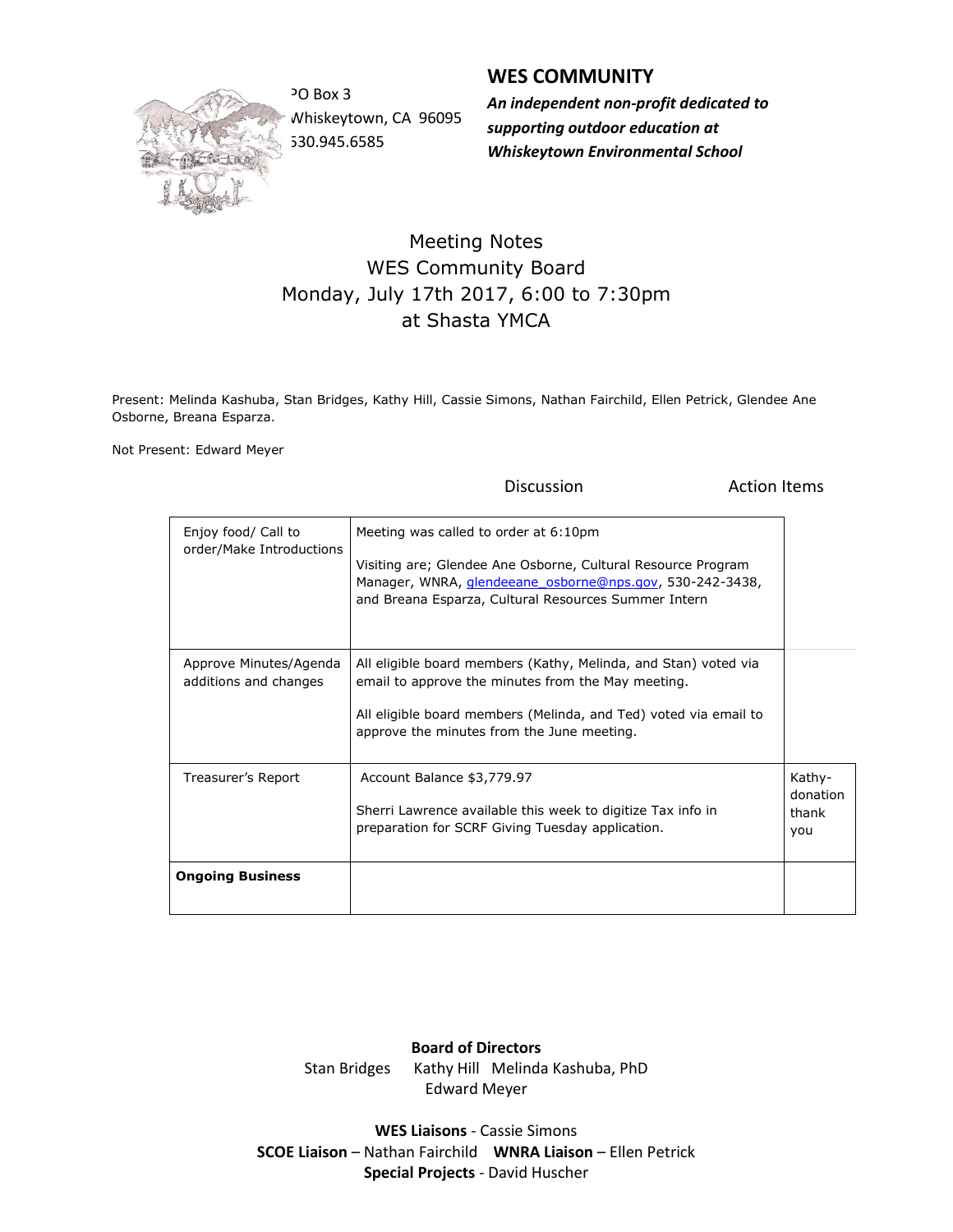PO Box 3
Whiskeytown, CA 96095
530.945.6585

## WES COMMUNITY

***An independent non-profit dedicated to supporting outdoor education at Whiskeytown Environmental School***

# Meeting Notes
## WES Community Board
## Monday, July 17th 2017, 6:00 to 7:30pm
## at Shasta YMCA

Present: Melinda Kashuba, Stan Bridges, Kathy Hill, Cassie Simons, Nathan Fairchild, Ellen Petrick, Glendee Ane Osborne, Breana Esparza.

Not Present: Edward Meyer

| | Discussion | Action Items |
|---|---|---|
| Enjoy food/ Call to order/Make Introductions | Meeting was called to order at 6:10pm<br><br>Visiting are; Glendee Ane Osborne, Cultural Resource Program Manager, WNRA, glendeeane_osborne@nps.gov, 530-242-3438, and Breana Esparza, Cultural Resources Summer Intern | |
| Approve Minutes/Agenda additions and changes | All eligible board members (Kathy, Melinda, and Stan) voted via email to approve the minutes from the May meeting.<br><br>All eligible board members (Melinda, and Ted) voted via email to approve the minutes from the June meeting. | |
| Treasurer's Report | Account Balance $3,779.97<br><br>Sherri Lawrence available this week to digitize Tax info in preparation for SCRF Giving Tuesday application. | Kathy- donation thank you |
| **Ongoing Business** | | |

**Board of Directors**
Stan Bridges Kathy Hill Melinda Kashuba, PhD
Edward Meyer

**WES Liaisons** - Cassie Simons
**SCOE Liaison** – Nathan Fairchild **WNRA Liaison** – Ellen Petrick
**Special Projects** - David Huscher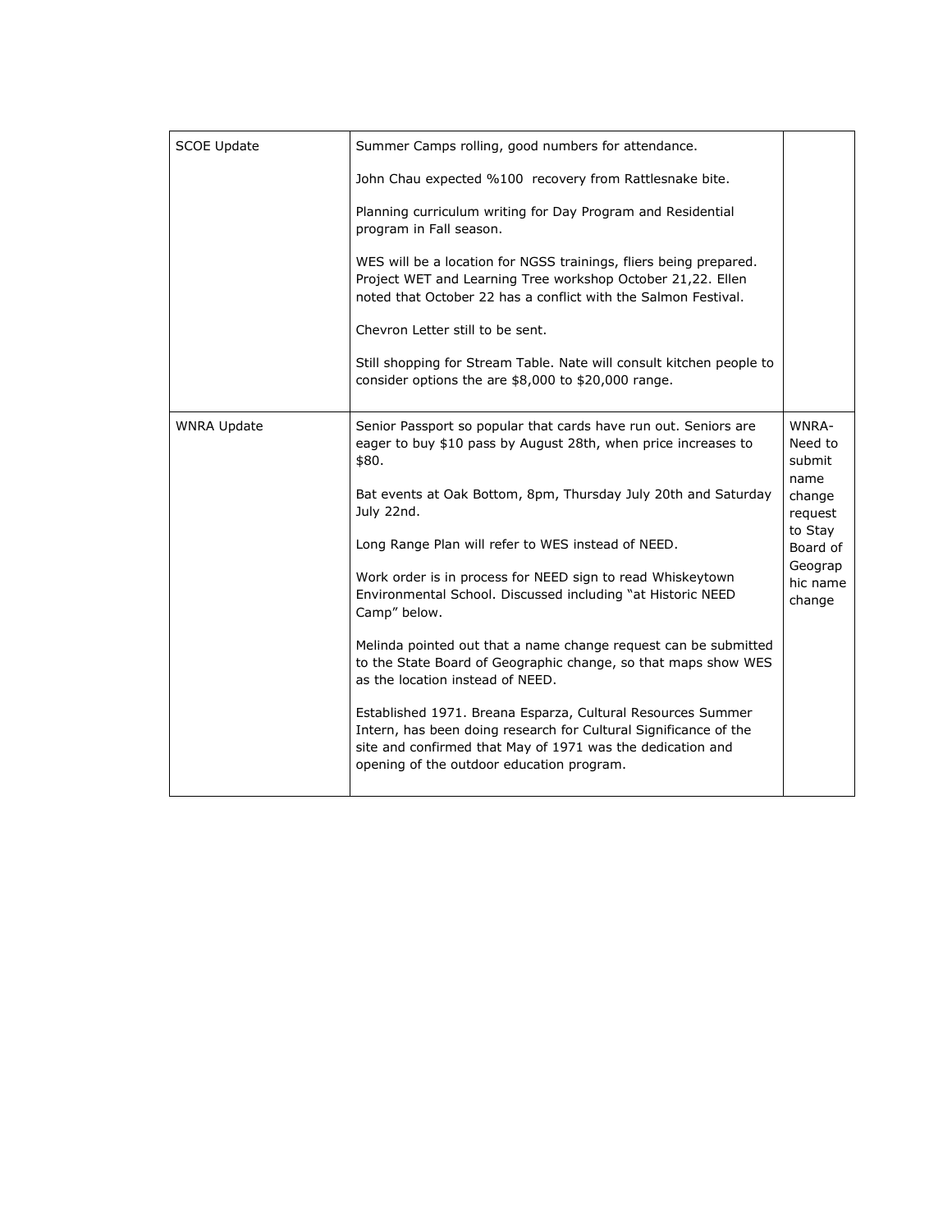| | | |
|---|---|---|
| SCOE Update | Summer Camps rolling, good numbers for attendance.<br><br>John Chau expected %100 recovery from Rattlesnake bite.<br><br>Planning curriculum writing for Day Program and Residential program in Fall season.<br><br>WES will be a location for NGSS trainings, fliers being prepared. Project WET and Learning Tree workshop October 21,22. Ellen noted that October 22 has a conflict with the Salmon Festival.<br><br>Chevron Letter still to be sent.<br><br>Still shopping for Stream Table. Nate will consult kitchen people to consider options the are $8,000 to $20,000 range. | |
| WNRA Update | Senior Passport so popular that cards have run out. Seniors are eager to buy $10 pass by August 28th, when price increases to $80.<br><br>Bat events at Oak Bottom, 8pm, Thursday July 20th and Saturday July 22nd.<br><br>Long Range Plan will refer to WES instead of NEED.<br><br>Work order is in process for NEED sign to read Whiskeytown Environmental School. Discussed including "at Historic NEED Camp" below.<br><br>Melinda pointed out that a name change request can be submitted to the State Board of Geographic change, so that maps show WES as the location instead of NEED.<br><br>Established 1971. Breana Esparza, Cultural Resources Summer Intern, has been doing research for Cultural Significance of the site and confirmed that May of 1971 was the dedication and opening of the outdoor education program. | WNRA-Need to submit name change request to Stay Board of Geographic name change |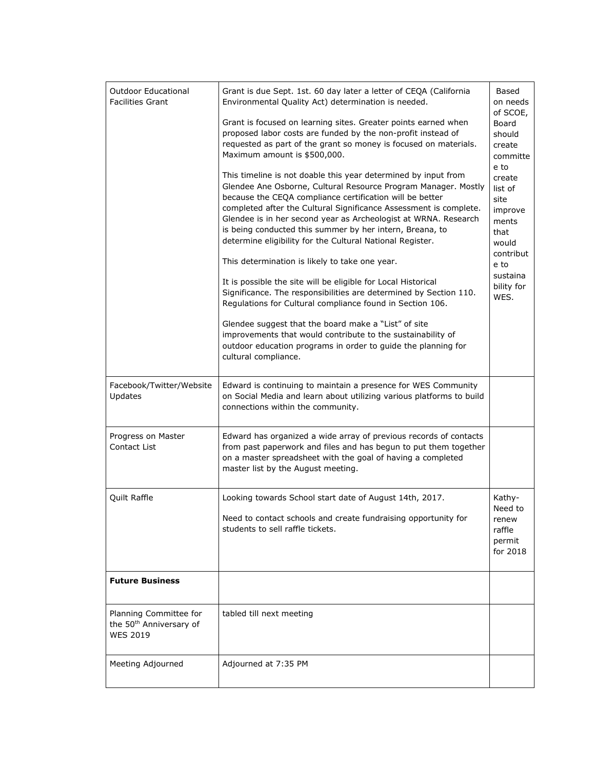| | | |
|---|---|---|
| Outdoor Educational Facilities Grant | Grant is due Sept. 1st. 60 day later a letter of CEQA (California Environmental Quality Act) determination is needed.<br><br>Grant is focused on learning sites. Greater points earned when proposed labor costs are funded by the non-profit instead of requested as part of the grant so money is focused on materials. Maximum amount is $500,000.<br><br>This timeline is not doable this year determined by input from Glendee Ane Osborne, Cultural Resource Program Manager. Mostly because the CEQA compliance certification will be better completed after the Cultural Significance Assessment is complete. Glendee is in her second year as Archeologist at WRNA. Research is being conducted this summer by her intern, Breana, to determine eligibility for the Cultural National Register.<br><br>This determination is likely to take one year.<br><br>It is possible the site will be eligible for Local Historical Significance. The responsibilities are determined by Section 110. Regulations for Cultural compliance found in Section 106.<br><br>Glendee suggest that the board make a "List" of site improvements that would contribute to the sustainability of outdoor education programs in order to guide the planning for cultural compliance. | Based on needs of SCOE, Board should create committee to create list of site improvements that would contribute to sustainability for WES. |
| Facebook/Twitter/Website Updates | Edward is continuing to maintain a presence for WES Community on Social Media and learn about utilizing various platforms to build connections within the community. | |
| Progress on Master Contact List | Edward has organized a wide array of previous records of contacts from past paperwork and files and has begun to put them together on a master spreadsheet with the goal of having a completed master list by the August meeting. | |
| Quilt Raffle | Looking towards School start date of August 14th, 2017.<br><br>Need to contact schools and create fundraising opportunity for students to sell raffle tickets. | Kathy- Need to renew raffle permit for 2018 |
| **Future Business** | | |
| Planning Committee for the 50th Anniversary of WES 2019 | tabled till next meeting | |
| Meeting Adjourned | Adjourned at 7:35 PM | |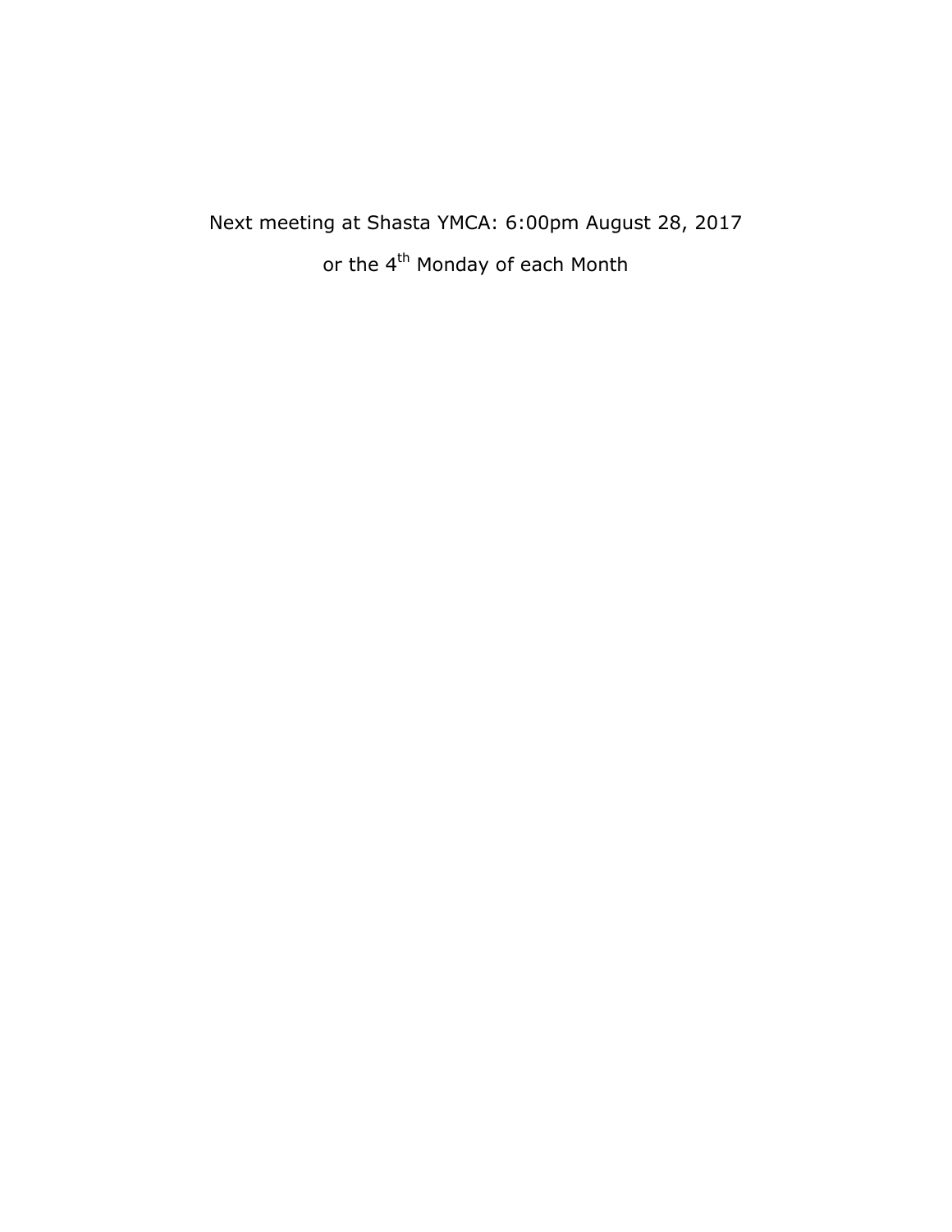Next meeting at Shasta YMCA: 6:00pm August 28, 2017

or the 4th Monday of each Month